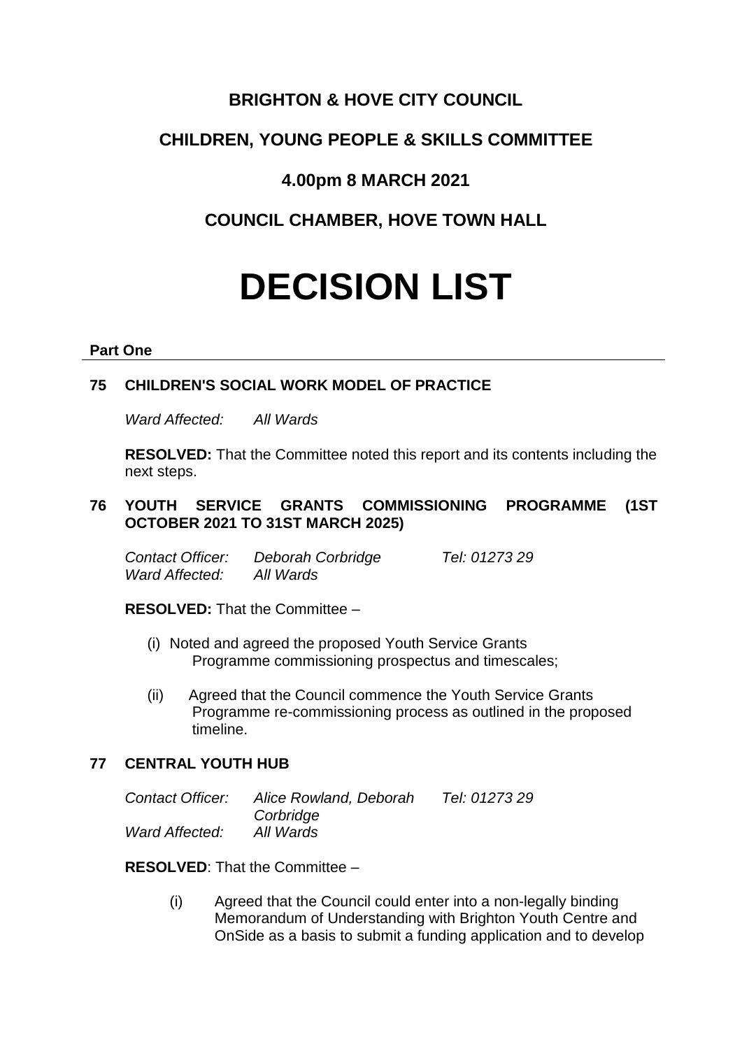# BRIGHTON & HOVE CITY COUNCIL

## CHILDREN, YOUNG PEOPLE & SKILLS COMMITTEE

## 4.00pm 8 MARCH 2021

## COUNCIL CHAMBER, HOVE TOWN HALL

# DECISION LIST

**Part One**

### 75 CHILDREN'S SOCIAL WORK MODEL OF PRACTICE

*Ward Affected:* *All Wards*

**RESOLVED:** That the Committee noted this report and its contents including the next steps.

### 76 YOUTH SERVICE GRANTS COMMISSIONING PROGRAMME (1ST OCTOBER 2021 TO 31ST MARCH 2025)

*Contact Officer:* *Deborah Corbridge* *Tel: 01273 29*
*Ward Affected:* *All Wards*

**RESOLVED:** That the Committee –

(i) Noted and agreed the proposed Youth Service Grants Programme commissioning prospectus and timescales;

(ii) Agreed that the Council commence the Youth Service Grants Programme re-commissioning process as outlined in the proposed timeline.

### 77 CENTRAL YOUTH HUB

*Contact Officer:* *Alice Rowland, Deborah Corbridge* *Tel: 01273 29*
*Ward Affected:* *All Wards*

**RESOLVED**: That the Committee –

(i) Agreed that the Council could enter into a non-legally binding Memorandum of Understanding with Brighton Youth Centre and OnSide as a basis to submit a funding application and to develop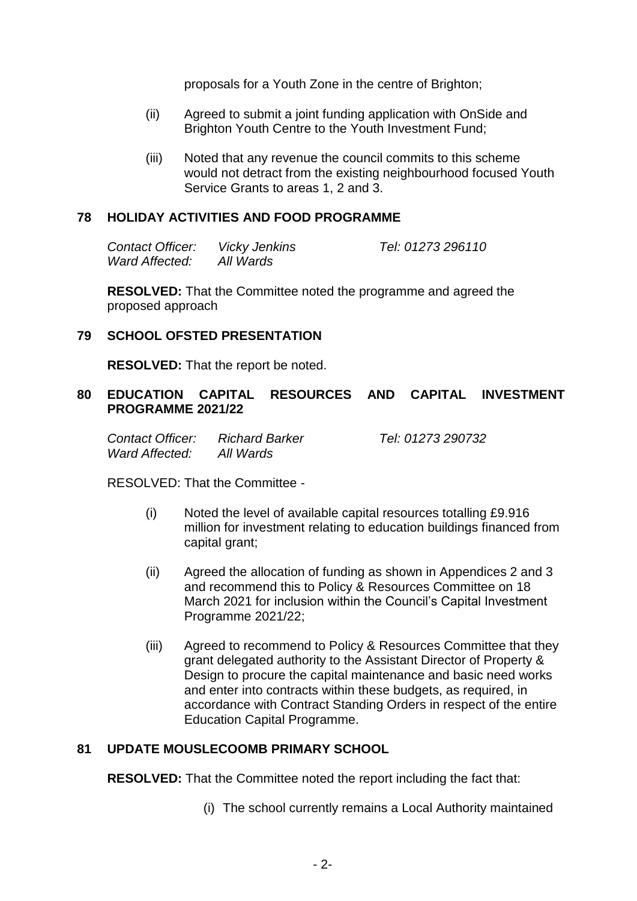proposals for a Youth Zone in the centre of Brighton;

(ii) Agreed to submit a joint funding application with OnSide and Brighton Youth Centre to the Youth Investment Fund;

(iii) Noted that any revenue the council commits to this scheme would not detract from the existing neighbourhood focused Youth Service Grants to areas 1, 2 and 3.

## 78 HOLIDAY ACTIVITIES AND FOOD PROGRAMME

| | | |
|---|---|---|
| *Contact Officer:* | *Vicky Jenkins* | *Tel: 01273 296110* |
| *Ward Affected:* | *All Wards* | |

**RESOLVED:** That the Committee noted the programme and agreed the proposed approach

## 79 SCHOOL OFSTED PRESENTATION

**RESOLVED:** That the report be noted.

## 80 EDUCATION CAPITAL RESOURCES AND CAPITAL INVESTMENT PROGRAMME 2021/22

| | | |
|---|---|---|
| *Contact Officer:* | *Richard Barker* | *Tel: 01273 290732* |
| *Ward Affected:* | *All Wards* | |

RESOLVED: That the Committee -

(i) Noted the level of available capital resources totalling £9.916 million for investment relating to education buildings financed from capital grant;

(ii) Agreed the allocation of funding as shown in Appendices 2 and 3 and recommend this to Policy & Resources Committee on 18 March 2021 for inclusion within the Council's Capital Investment Programme 2021/22;

(iii) Agreed to recommend to Policy & Resources Committee that they grant delegated authority to the Assistant Director of Property & Design to procure the capital maintenance and basic need works and enter into contracts within these budgets, as required, in accordance with Contract Standing Orders in respect of the entire Education Capital Programme.

## 81 UPDATE MOUSLECOOMB PRIMARY SCHOOL

**RESOLVED:** That the Committee noted the report including the fact that:

(i) The school currently remains a Local Authority maintained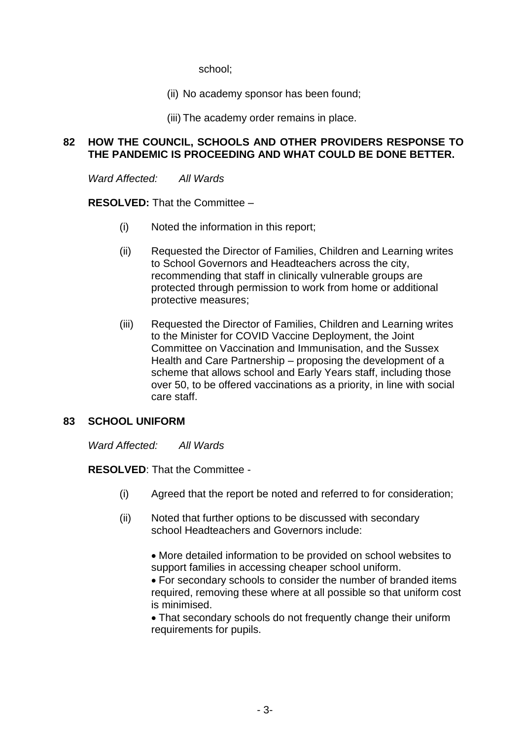school;

(ii) No academy sponsor has been found;

(iii) The academy order remains in place.

## 82 HOW THE COUNCIL, SCHOOLS AND OTHER PROVIDERS RESPONSE TO THE PANDEMIC IS PROCEEDING AND WHAT COULD BE DONE BETTER.

*Ward Affected: All Wards*

**RESOLVED:** That the Committee –

(i) Noted the information in this report;

(ii) Requested the Director of Families, Children and Learning writes to School Governors and Headteachers across the city, recommending that staff in clinically vulnerable groups are protected through permission to work from home or additional protective measures;

(iii) Requested the Director of Families, Children and Learning writes to the Minister for COVID Vaccine Deployment, the Joint Committee on Vaccination and Immunisation, and the Sussex Health and Care Partnership – proposing the development of a scheme that allows school and Early Years staff, including those over 50, to be offered vaccinations as a priority, in line with social care staff.

## 83 SCHOOL UNIFORM

*Ward Affected: All Wards*

**RESOLVED**: That the Committee -

(i) Agreed that the report be noted and referred to for consideration;

(ii) Noted that further options to be discussed with secondary school Headteachers and Governors include:

- More detailed information to be provided on school websites to support families in accessing cheaper school uniform.
- For secondary schools to consider the number of branded items required, removing these where at all possible so that uniform cost is minimised.
- That secondary schools do not frequently change their uniform requirements for pupils.